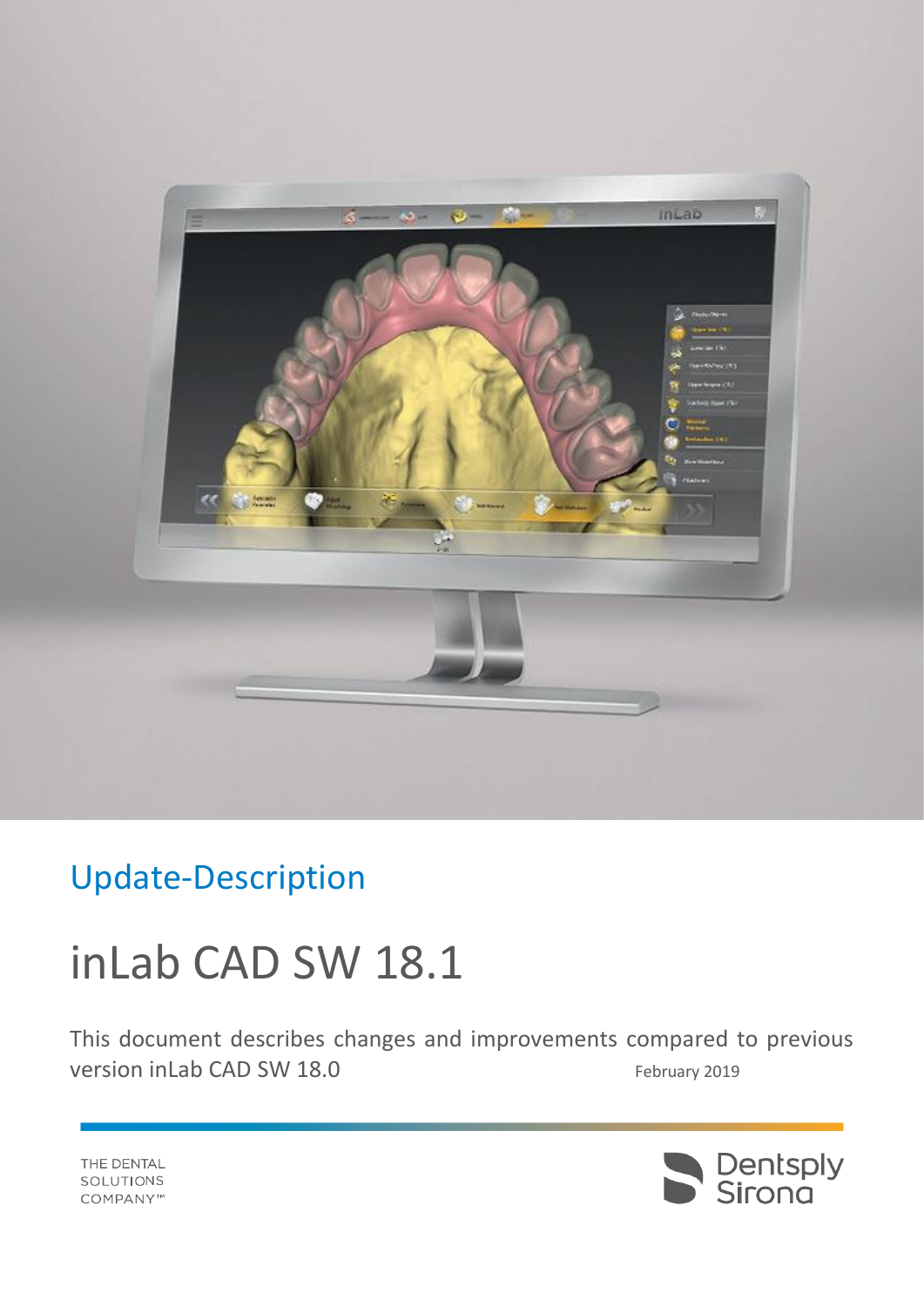Update-Description

# inLab CAD SW 18.1

This document describes changes and improvements compared to previous version inLab CAD SW 18.0

February 2019

THE DENTAL SOLUTIONS COMPANY™

Dentsply Sirona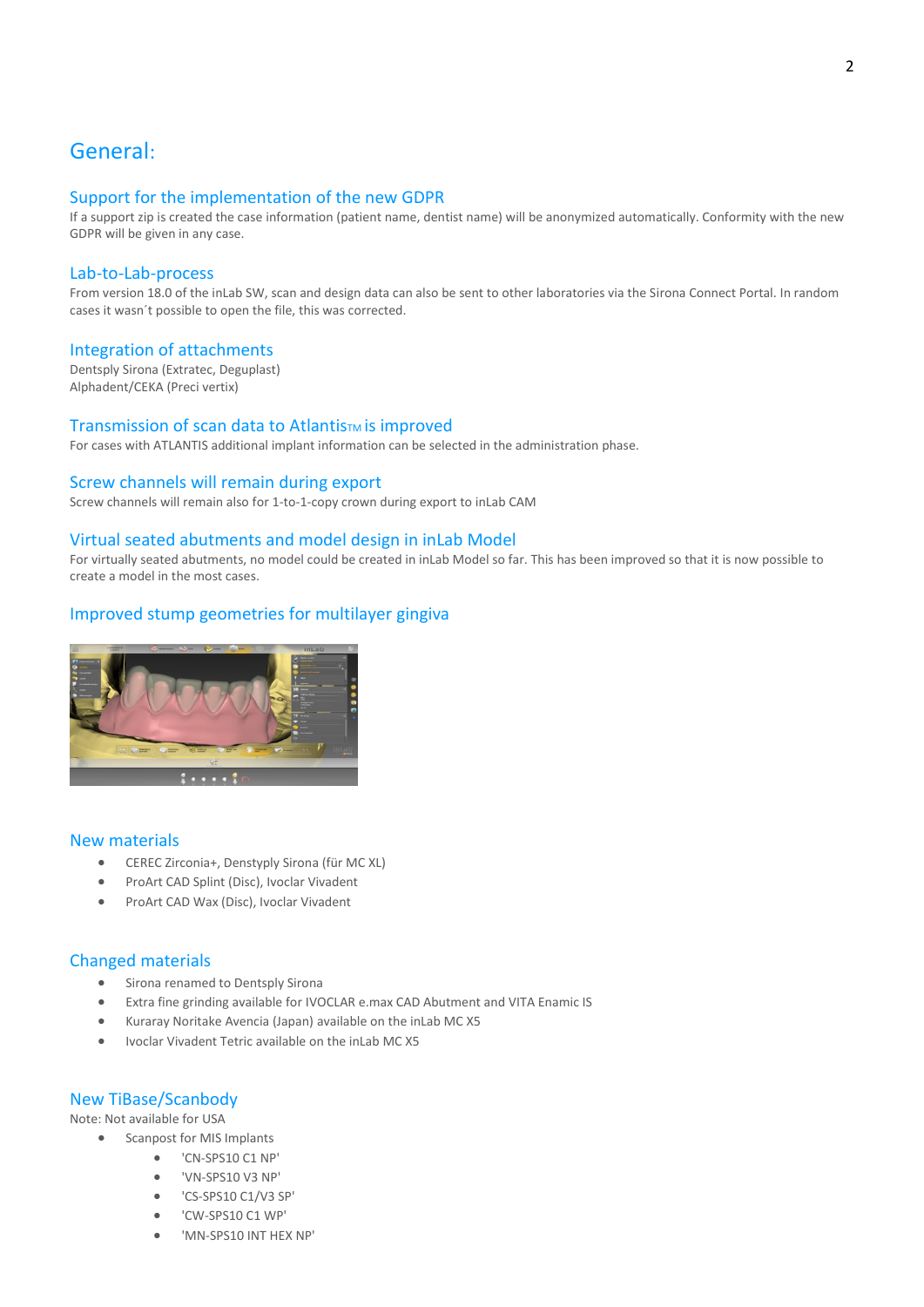## General:

### Support for the implementation of the new GDPR

If a support zip is created the case information (patient name, dentist name) will be anonymized automatically. Conformity with the new GDPR will be given in any case.

### Lab-to-Lab-process

From version 18.0 of the inLab SW, scan and design data can also be sent to other laboratories via the Sirona Connect Portal. In random cases it wasn´t possible to open the file, this was corrected.

### Integration of attachments

Dentsply Sirona (Extratec, Deguplast)
Alphadent/CEKA (Preci vertix)

### Transmission of scan data to Atlantis™ is improved

For cases with ATLANTIS additional implant information can be selected in the administration phase.

### Screw channels will remain during export

Screw channels will remain also for 1-to-1-copy crown during export to inLab CAM

### Virtual seated abutments and model design in inLab Model

For virtually seated abutments, no model could be created in inLab Model so far. This has been improved so that it is now possible to create a model in the most cases.

### Improved stump geometries for multilayer gingiva

### New materials

- CEREC Zirconia+, Denstyply Sirona (für MC XL)
- ProArt CAD Splint (Disc), Ivoclar Vivadent
- ProArt CAD Wax (Disc), Ivoclar Vivadent

### Changed materials

- Sirona renamed to Dentsply Sirona
- Extra fine grinding available for IVOCLAR e.max CAD Abutment and VITA Enamic IS
- Kuraray Noritake Avencia (Japan) available on the inLab MC X5
- Ivoclar Vivadent Tetric available on the inLab MC X5

### New TiBase/Scanbody

Note: Not available for USA

- Scanpost for MIS Implants
  - 'CN-SPS10 C1 NP'
  - 'VN-SPS10 V3 NP'
  - 'CS-SPS10 C1/V3 SP'
  - 'CW-SPS10 C1 WP'
  - 'MN-SPS10 INT HEX NP'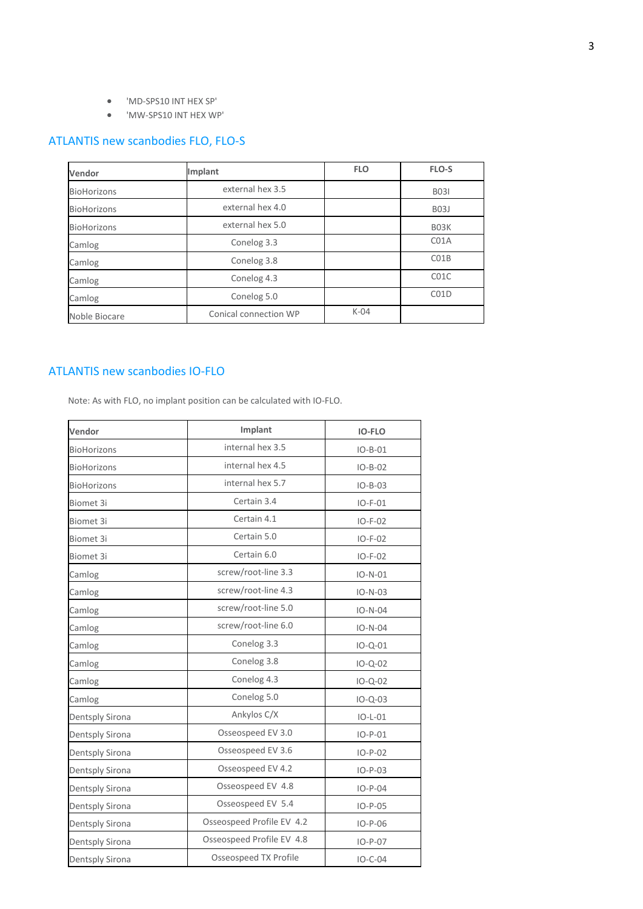- 'MD-SPS10 INT HEX SP'
- 'MW-SPS10 INT HEX WP'

## ATLANTIS new scanbodies FLO, FLO-S

| Vendor | Implant | FLO | FLO-S |
|---|---|---|---|
| BioHorizons | external hex 3.5 | | B03I |
| BioHorizons | external hex 4.0 | | B03J |
| BioHorizons | external hex 5.0 | | B03K |
| Camlog | Conelog 3.3 | | C01A |
| Camlog | Conelog 3.8 | | C01B |
| Camlog | Conelog 4.3 | | C01C |
| Camlog | Conelog 5.0 | | C01D |
| Noble Biocare | Conical connection WP | K-04 | |

## ATLANTIS new scanbodies IO-FLO

Note: As with FLO, no implant position can be calculated with IO-FLO.

| Vendor | Implant | IO-FLO |
|---|---|---|
| BioHorizons | internal hex 3.5 | IO-B-01 |
| BioHorizons | internal hex 4.5 | IO-B-02 |
| BioHorizons | internal hex 5.7 | IO-B-03 |
| Biomet 3i | Certain 3.4 | IO-F-01 |
| Biomet 3i | Certain 4.1 | IO-F-02 |
| Biomet 3i | Certain 5.0 | IO-F-02 |
| Biomet 3i | Certain 6.0 | IO-F-02 |
| Camlog | screw/root-line 3.3 | IO-N-01 |
| Camlog | screw/root-line 4.3 | IO-N-03 |
| Camlog | screw/root-line 5.0 | IO-N-04 |
| Camlog | screw/root-line 6.0 | IO-N-04 |
| Camlog | Conelog 3.3 | IO-Q-01 |
| Camlog | Conelog 3.8 | IO-Q-02 |
| Camlog | Conelog 4.3 | IO-Q-02 |
| Camlog | Conelog 5.0 | IO-Q-03 |
| Dentsply Sirona | Ankylos C/X | IO-L-01 |
| Dentsply Sirona | Osseospeed EV 3.0 | IO-P-01 |
| Dentsply Sirona | Osseospeed EV 3.6 | IO-P-02 |
| Dentsply Sirona | Osseospeed EV 4.2 | IO-P-03 |
| Dentsply Sirona | Osseospeed EV 4.8 | IO-P-04 |
| Dentsply Sirona | Osseospeed EV 5.4 | IO-P-05 |
| Dentsply Sirona | Osseospeed Profile EV 4.2 | IO-P-06 |
| Dentsply Sirona | Osseospeed Profile EV 4.8 | IO-P-07 |
| Dentsply Sirona | Osseospeed TX Profile | IO-C-04 |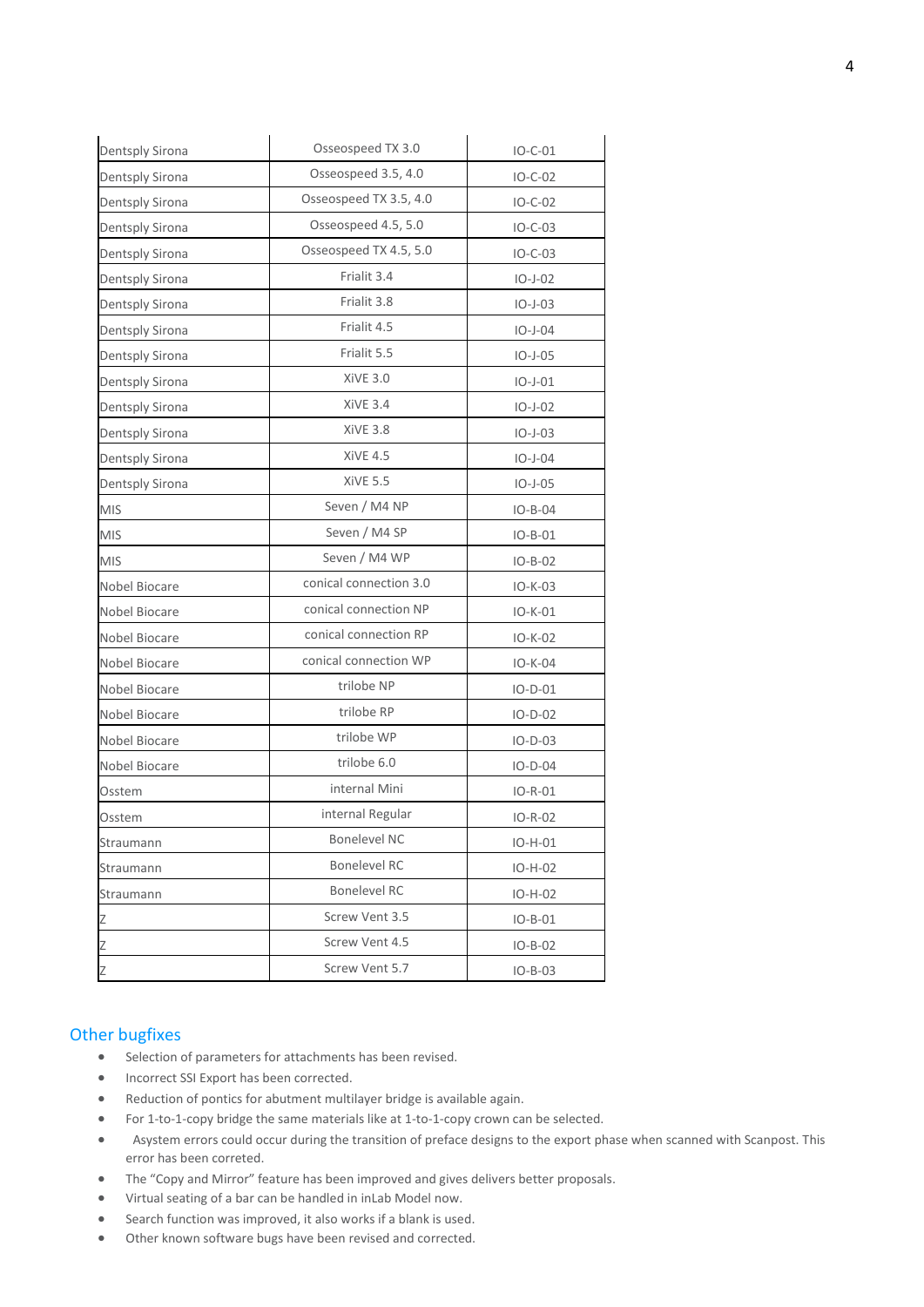| | | |
|---|---|---|
| Dentsply Sirona | Osseospeed TX 3.0 | IO-C-01 |
| Dentsply Sirona | Osseospeed 3.5, 4.0 | IO-C-02 |
| Dentsply Sirona | Osseospeed TX 3.5, 4.0 | IO-C-02 |
| Dentsply Sirona | Osseospeed 4.5, 5.0 | IO-C-03 |
| Dentsply Sirona | Osseospeed TX 4.5, 5.0 | IO-C-03 |
| Dentsply Sirona | Frialit 3.4 | IO-J-02 |
| Dentsply Sirona | Frialit 3.8 | IO-J-03 |
| Dentsply Sirona | Frialit 4.5 | IO-J-04 |
| Dentsply Sirona | Frialit 5.5 | IO-J-05 |
| Dentsply Sirona | XiVE 3.0 | IO-J-01 |
| Dentsply Sirona | XiVE 3.4 | IO-J-02 |
| Dentsply Sirona | XiVE 3.8 | IO-J-03 |
| Dentsply Sirona | XiVE 4.5 | IO-J-04 |
| Dentsply Sirona | XiVE 5.5 | IO-J-05 |
| MIS | Seven / M4 NP | IO-B-04 |
| MIS | Seven / M4 SP | IO-B-01 |
| MIS | Seven / M4 WP | IO-B-02 |
| Nobel Biocare | conical connection 3.0 | IO-K-03 |
| Nobel Biocare | conical connection NP | IO-K-01 |
| Nobel Biocare | conical connection RP | IO-K-02 |
| Nobel Biocare | conical connection WP | IO-K-04 |
| Nobel Biocare | trilobe NP | IO-D-01 |
| Nobel Biocare | trilobe RP | IO-D-02 |
| Nobel Biocare | trilobe WP | IO-D-03 |
| Nobel Biocare | trilobe 6.0 | IO-D-04 |
| Osstem | internal Mini | IO-R-01 |
| Osstem | internal Regular | IO-R-02 |
| Straumann | Bonelevel NC | IO-H-01 |
| Straumann | Bonelevel RC | IO-H-02 |
| Straumann | Bonelevel RC | IO-H-02 |
| Z | Screw Vent 3.5 | IO-B-01 |
| Z | Screw Vent 4.5 | IO-B-02 |
| Z | Screw Vent 5.7 | IO-B-03 |

## Other bugfixes

- Selection of parameters for attachments has been revised.
- Incorrect SSI Export has been corrected.
- Reduction of pontics for abutment multilayer bridge is available again.
- For 1-to-1-copy bridge the same materials like at 1-to-1-copy crown can be selected.
- Asystem errors could occur during the transition of preface designs to the export phase when scanned with Scanpost. This error has been correted.
- The "Copy and Mirror" feature has been improved and gives delivers better proposals.
- Virtual seating of a bar can be handled in inLab Model now.
- Search function was improved, it also works if a blank is used.
- Other known software bugs have been revised and corrected.